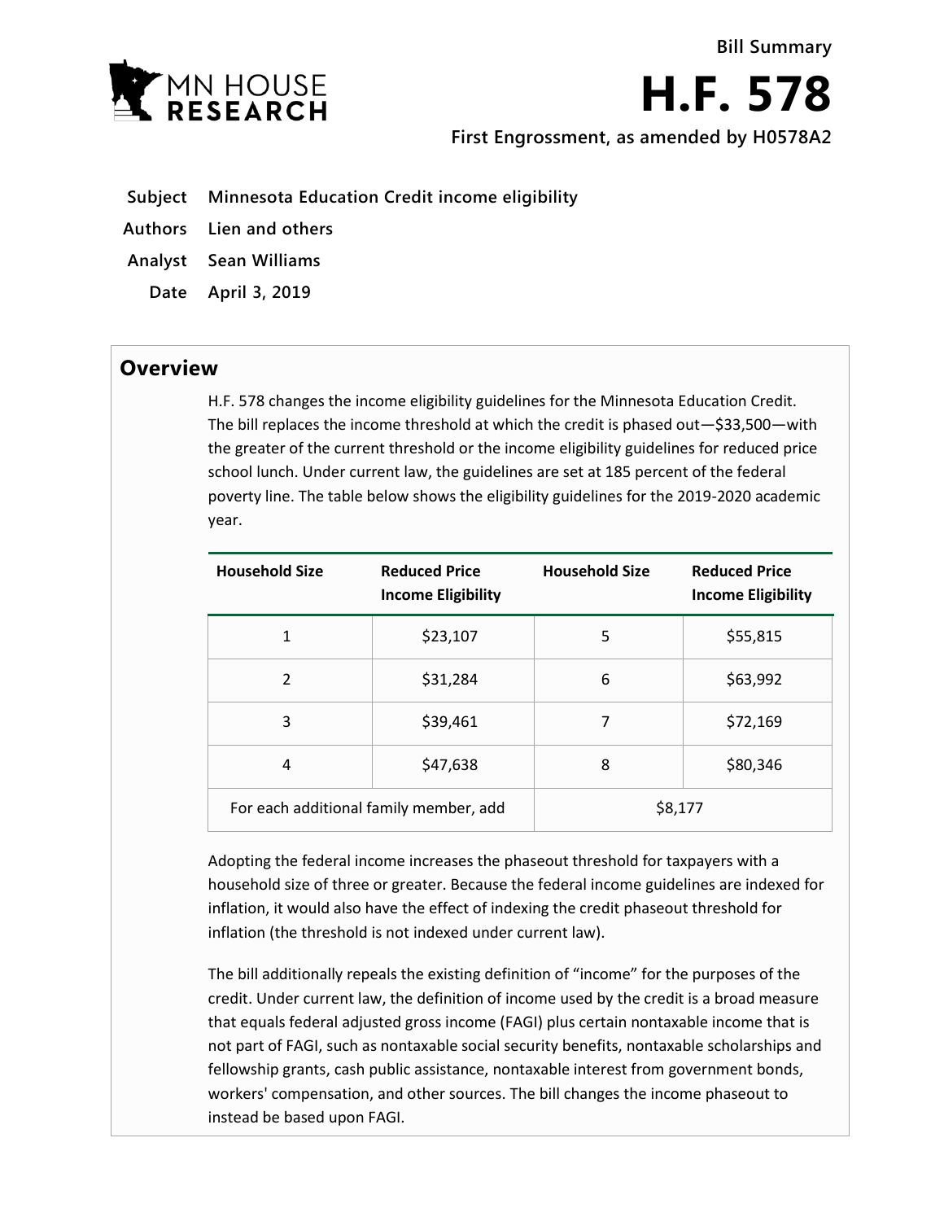Bill Summary

# H.F. 578

**First Engrossment, as amended by H0578A2**

**Subject** Minnesota Education Credit income eligibility

**Authors** Lien and others

**Analyst** Sean Williams

**Date** April 3, 2019

## Overview

H.F. 578 changes the income eligibility guidelines for the Minnesota Education Credit. The bill replaces the income threshold at which the credit is phased out—$33,500—with the greater of the current threshold or the income eligibility guidelines for reduced price school lunch. Under current law, the guidelines are set at 185 percent of the federal poverty line. The table below shows the eligibility guidelines for the 2019-2020 academic year.

| Household Size | Reduced Price Income Eligibility | Household Size | Reduced Price Income Eligibility |
|---|---|---|---|
| 1 | $23,107 | 5 | $55,815 |
| 2 | $31,284 | 6 | $63,992 |
| 3 | $39,461 | 7 | $72,169 |
| 4 | $47,638 | 8 | $80,346 |
| For each additional family member, add | | $8,177 | |

Adopting the federal income increases the phaseout threshold for taxpayers with a household size of three or greater. Because the federal income guidelines are indexed for inflation, it would also have the effect of indexing the credit phaseout threshold for inflation (the threshold is not indexed under current law).

The bill additionally repeals the existing definition of "income" for the purposes of the credit. Under current law, the definition of income used by the credit is a broad measure that equals federal adjusted gross income (FAGI) plus certain nontaxable income that is not part of FAGI, such as nontaxable social security benefits, nontaxable scholarships and fellowship grants, cash public assistance, nontaxable interest from government bonds, workers' compensation, and other sources. The bill changes the income phaseout to instead be based upon FAGI.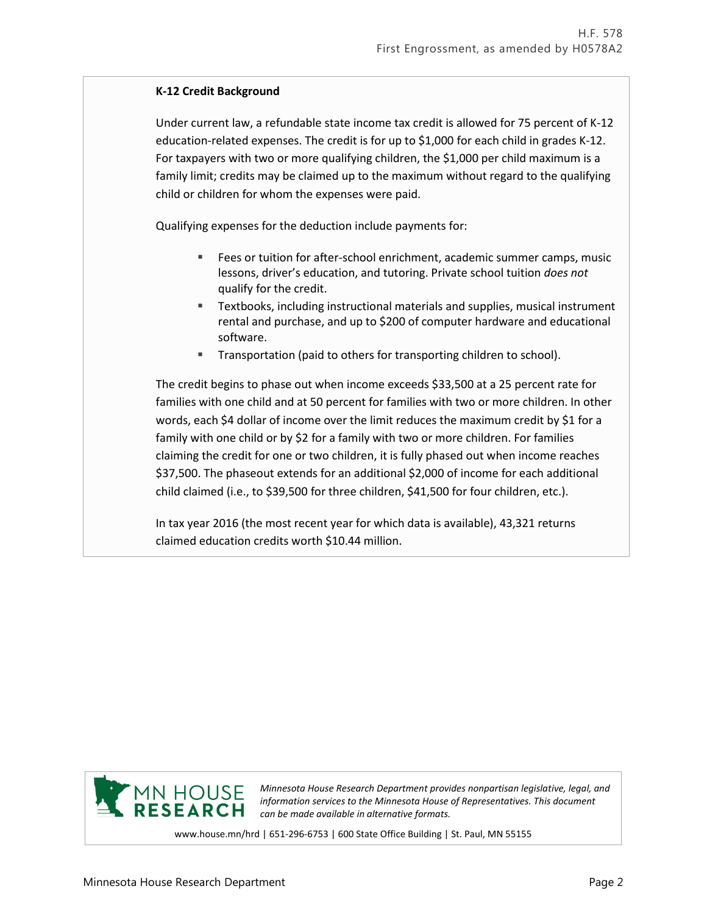**K-12 Credit Background**

Under current law, a refundable state income tax credit is allowed for 75 percent of K-12 education-related expenses. The credit is for up to $1,000 for each child in grades K-12. For taxpayers with two or more qualifying children, the $1,000 per child maximum is a family limit; credits may be claimed up to the maximum without regard to the qualifying child or children for whom the expenses were paid.

Qualifying expenses for the deduction include payments for:

- Fees or tuition for after-school enrichment, academic summer camps, music lessons, driver's education, and tutoring. Private school tuition *does not* qualify for the credit.
- Textbooks, including instructional materials and supplies, musical instrument rental and purchase, and up to $200 of computer hardware and educational software.
- Transportation (paid to others for transporting children to school).

The credit begins to phase out when income exceeds $33,500 at a 25 percent rate for families with one child and at 50 percent for families with two or more children. In other words, each $4 dollar of income over the limit reduces the maximum credit by $1 for a family with one child or by $2 for a family with two or more children. For families claiming the credit for one or two children, it is fully phased out when income reaches $37,500. The phaseout extends for an additional $2,000 of income for each additional child claimed (i.e., to $39,500 for three children, $41,500 for four children, etc.).

In tax year 2016 (the most recent year for which data is available), 43,321 returns claimed education credits worth $10.44 million.

MN HOUSE RESEARCH

*Minnesota House Research Department provides nonpartisan legislative, legal, and information services to the Minnesota House of Representatives. This document can be made available in alternative formats.*

www.house.mn/hrd | 651-296-6753 | 600 State Office Building | St. Paul, MN 55155